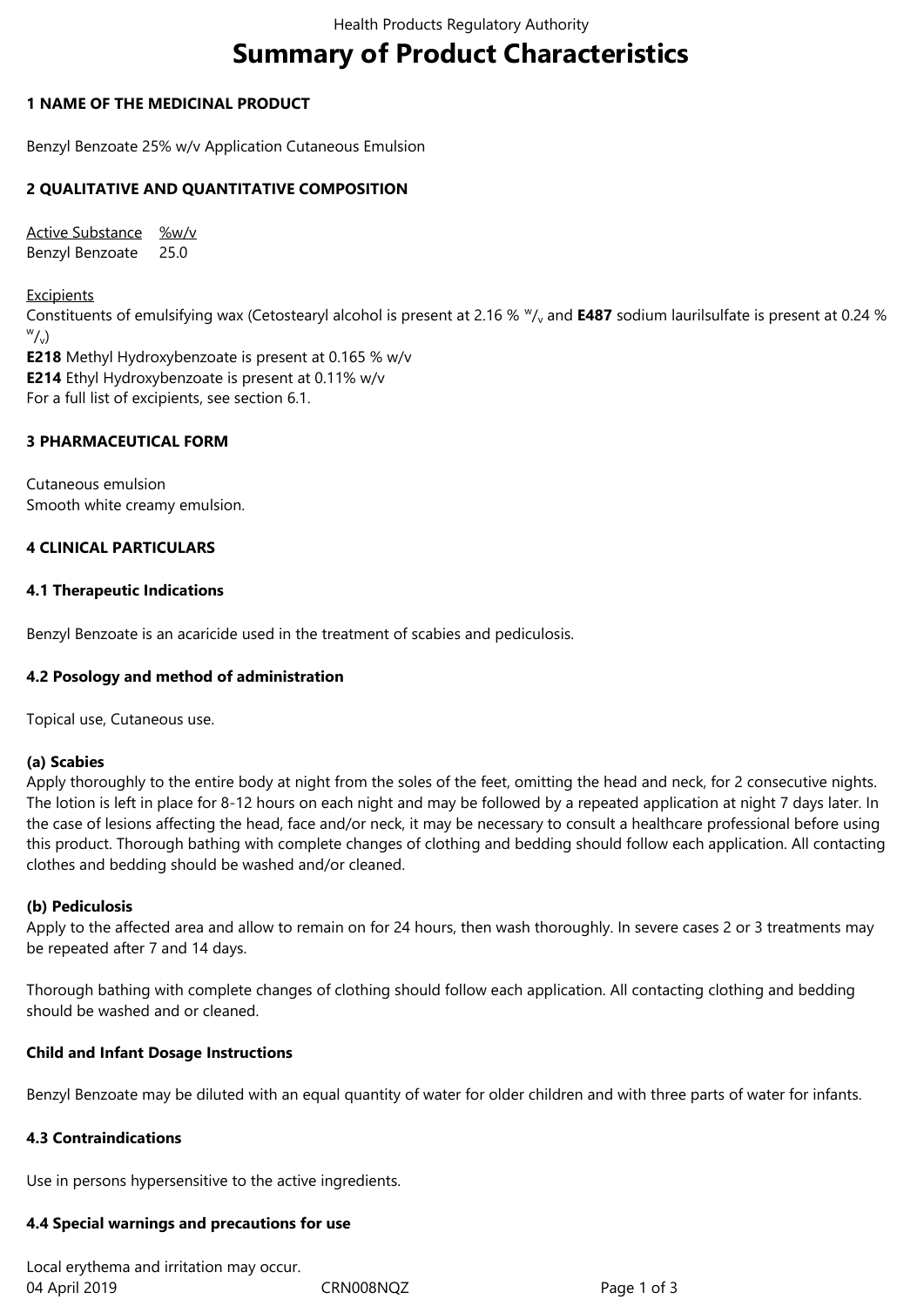# Summary of Product Characteristics

## 1 NAME OF THE MEDICINAL PRODUCT

Benzyl Benzoate 25% w/v Application Cutaneous Emulsion

## 2 QUALITATIVE AND QUANTITATIVE COMPOSITION

| Active Substance | %w/v |
| --- | --- |
| Benzyl Benzoate | 25.0 |

Excipients

Constituents of emulsifying wax (Cetostearyl alcohol is present at 2.16 % $^{w}/_{v}$ and **E487** sodium laurilsulfate is present at 0.24 % $^{w}/_{v}$)

**E218** Methyl Hydroxybenzoate is present at 0.165 % w/v

**E214** Ethyl Hydroxybenzoate is present at 0.11% w/v

For a full list of excipients, see section 6.1.

## 3 PHARMACEUTICAL FORM

Cutaneous emulsion

Smooth white creamy emulsion.

## 4 CLINICAL PARTICULARS

### 4.1 Therapeutic Indications

Benzyl Benzoate is an acaricide used in the treatment of scabies and pediculosis.

### 4.2 Posology and method of administration

Topical use, Cutaneous use.

**(a) Scabies**

Apply thoroughly to the entire body at night from the soles of the feet, omitting the head and neck, for 2 consecutive nights. The lotion is left in place for 8-12 hours on each night and may be followed by a repeated application at night 7 days later. In the case of lesions affecting the head, face and/or neck, it may be necessary to consult a healthcare professional before using this product. Thorough bathing with complete changes of clothing and bedding should follow each application. All contacting clothes and bedding should be washed and/or cleaned.

**(b) Pediculosis**

Apply to the affected area and allow to remain on for 24 hours, then wash thoroughly. In severe cases 2 or 3 treatments may be repeated after 7 and 14 days.

Thorough bathing with complete changes of clothing should follow each application. All contacting clothing and bedding should be washed and or cleaned.

**Child and Infant Dosage Instructions**

Benzyl Benzoate may be diluted with an equal quantity of water for older children and with three parts of water for infants.

### 4.3 Contraindications

Use in persons hypersensitive to the active ingredients.

### 4.4 Special warnings and precautions for use

Local erythema and irritation may occur.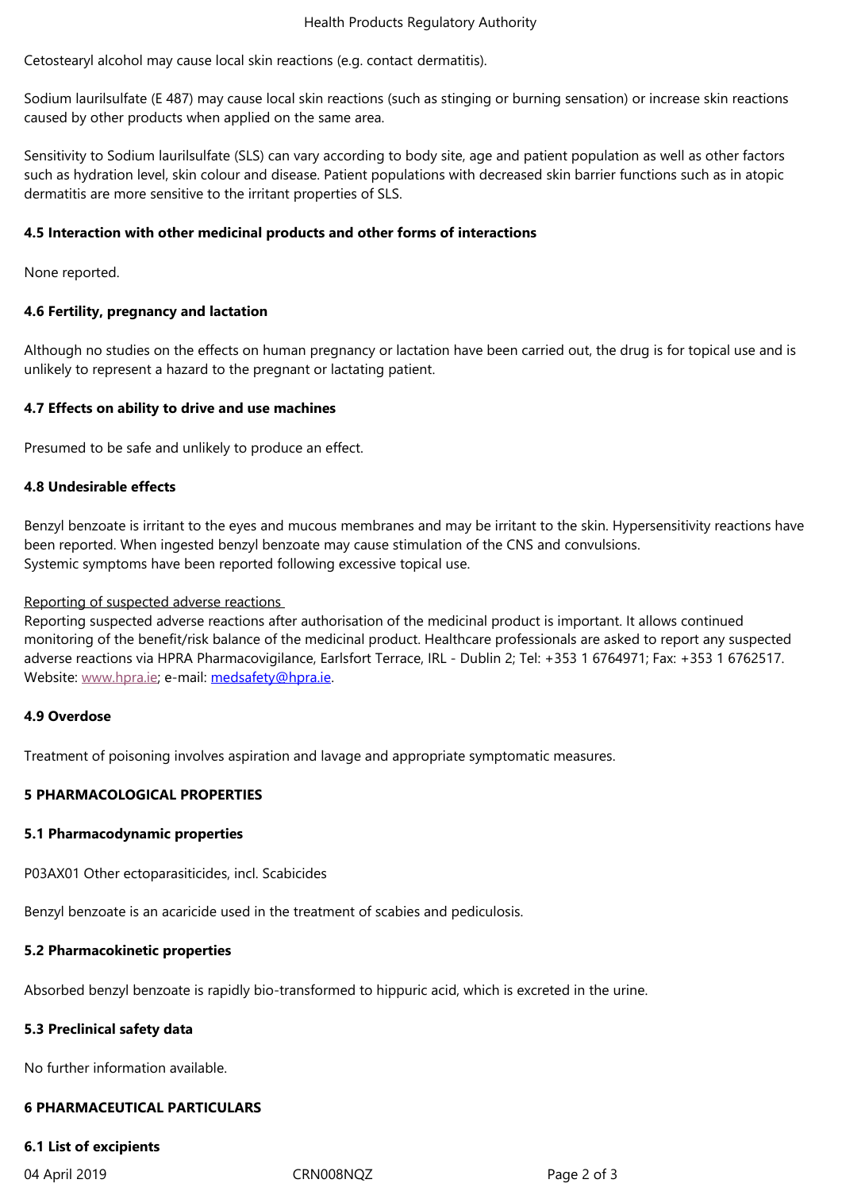Cetostearyl alcohol may cause local skin reactions (e.g. contact dermatitis).

Sodium laurilsulfate (E 487) may cause local skin reactions (such as stinging or burning sensation) or increase skin reactions caused by other products when applied on the same area.

Sensitivity to Sodium laurilsulfate (SLS) can vary according to body site, age and patient population as well as other factors such as hydration level, skin colour and disease. Patient populations with decreased skin barrier functions such as in atopic dermatitis are more sensitive to the irritant properties of SLS.

### 4.5 Interaction with other medicinal products and other forms of interactions

None reported.

### 4.6 Fertility, pregnancy and lactation

Although no studies on the effects on human pregnancy or lactation have been carried out, the drug is for topical use and is unlikely to represent a hazard to the pregnant or lactating patient.

### 4.7 Effects on ability to drive and use machines

Presumed to be safe and unlikely to produce an effect.

### 4.8 Undesirable effects

Benzyl benzoate is irritant to the eyes and mucous membranes and may be irritant to the skin. Hypersensitivity reactions have been reported. When ingested benzyl benzoate may cause stimulation of the CNS and convulsions.
Systemic symptoms have been reported following excessive topical use.

Reporting of suspected adverse reactions
Reporting suspected adverse reactions after authorisation of the medicinal product is important. It allows continued monitoring of the benefit/risk balance of the medicinal product. Healthcare professionals are asked to report any suspected adverse reactions via HPRA Pharmacovigilance, Earlsfort Terrace, IRL - Dublin 2; Tel: +353 1 6764971; Fax: +353 1 6762517. Website: www.hpra.ie; e-mail: medsafety@hpra.ie.

### 4.9 Overdose

Treatment of poisoning involves aspiration and lavage and appropriate symptomatic measures.

## 5 PHARMACOLOGICAL PROPERTIES

### 5.1 Pharmacodynamic properties

P03AX01 Other ectoparasiticides, incl. Scabicides

Benzyl benzoate is an acaricide used in the treatment of scabies and pediculosis.

### 5.2 Pharmacokinetic properties

Absorbed benzyl benzoate is rapidly bio-transformed to hippuric acid, which is excreted in the urine.

### 5.3 Preclinical safety data

No further information available.

## 6 PHARMACEUTICAL PARTICULARS

### 6.1 List of excipients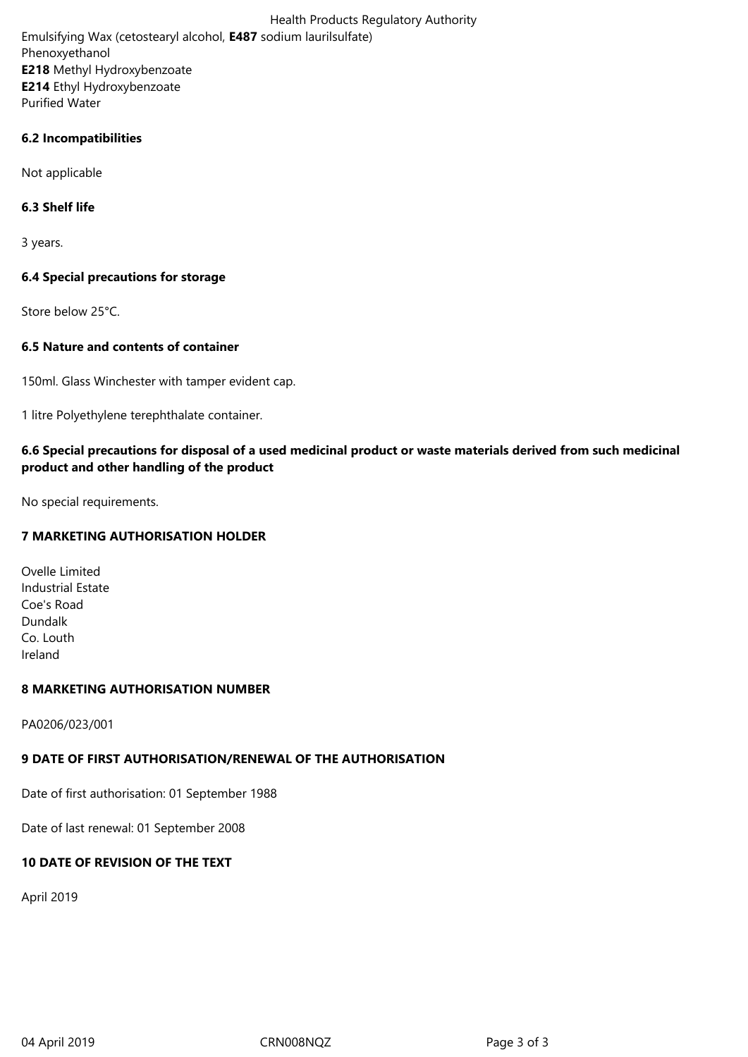Emulsifying Wax (cetostearyl alcohol, **E487** sodium laurilsulfate)
Phenoxyethanol
**E218** Methyl Hydroxybenzoate
**E214** Ethyl Hydroxybenzoate
Purified Water

### 6.2 Incompatibilities

Not applicable

### 6.3 Shelf life

3 years.

### 6.4 Special precautions for storage

Store below 25°C.

### 6.5 Nature and contents of container

150ml. Glass Winchester with tamper evident cap.

1 litre Polyethylene terephthalate container.

### 6.6 Special precautions for disposal of a used medicinal product or waste materials derived from such medicinal product and other handling of the product

No special requirements.

## 7 MARKETING AUTHORISATION HOLDER

Ovelle Limited
Industrial Estate
Coe's Road
Dundalk
Co. Louth
Ireland

## 8 MARKETING AUTHORISATION NUMBER

PA0206/023/001

## 9 DATE OF FIRST AUTHORISATION/RENEWAL OF THE AUTHORISATION

Date of first authorisation: 01 September 1988

Date of last renewal: 01 September 2008

## 10 DATE OF REVISION OF THE TEXT

April 2019